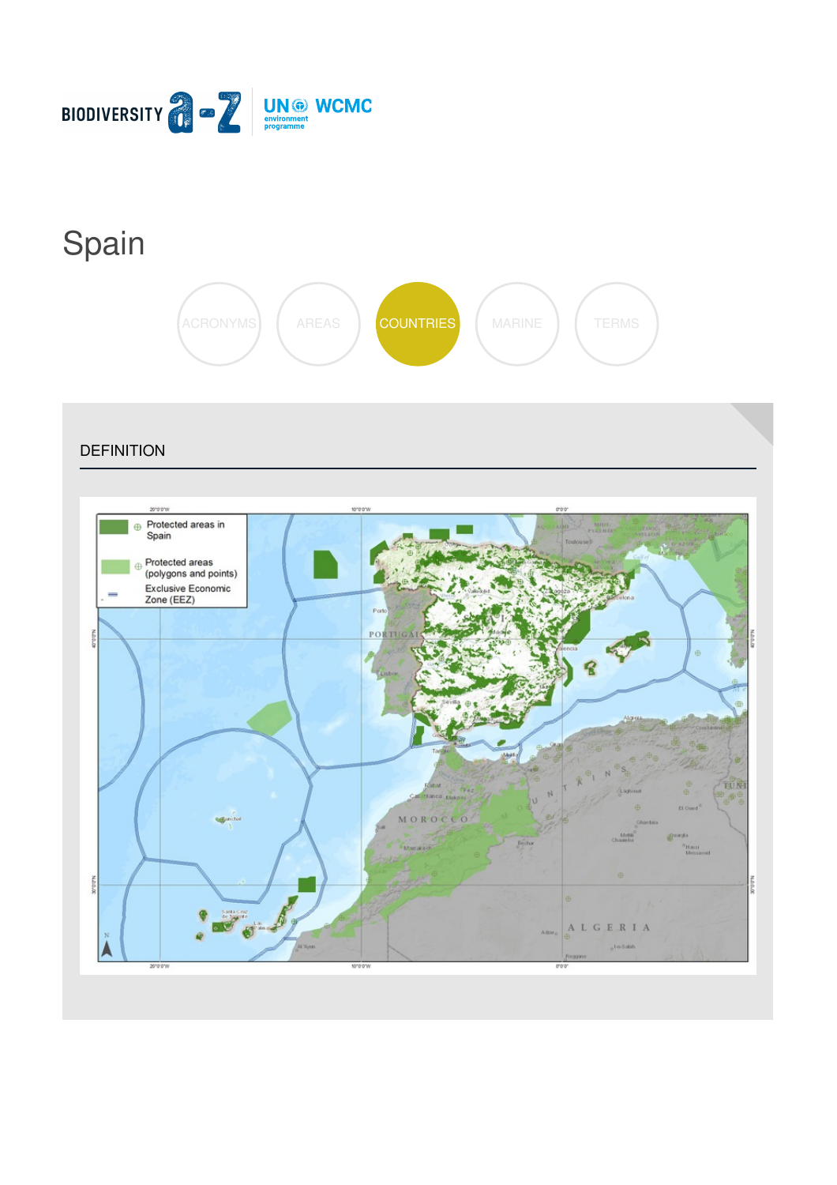BIODIVERSITY a-z | UN environment programme WCMC

# Spain

ACRONYMS AREAS COUNTRIES MARINE TERMS

## DEFINITION

Protected areas in Spain

Protected areas (polygons and points)

Exclusive Economic Zone (EEZ)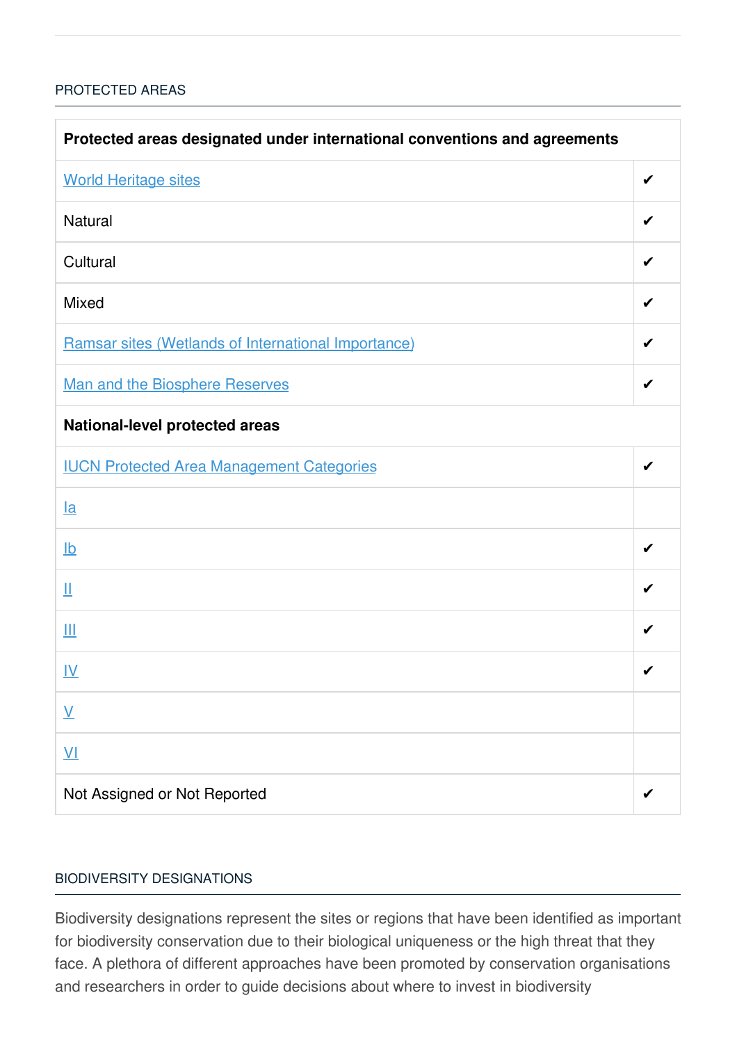## PROTECTED AREAS

| Protected areas designated under international conventions and agreements | |
|---|---|
| World Heritage sites | ✔ |
| Natural | ✔ |
| Cultural | ✔ |
| Mixed | ✔ |
| Ramsar sites (Wetlands of International Importance) | ✔ |
| Man and the Biosphere Reserves | ✔ |
| **National-level protected areas** | |
| IUCN Protected Area Management Categories | ✔ |
| Ia | |
| Ib | ✔ |
| II | ✔ |
| III | ✔ |
| IV | ✔ |
| V | |
| VI | |
| Not Assigned or Not Reported | ✔ |

## BIODIVERSITY DESIGNATIONS

Biodiversity designations represent the sites or regions that have been identified as important for biodiversity conservation due to their biological uniqueness or the high threat that they face. A plethora of different approaches have been promoted by conservation organisations and researchers in order to guide decisions about where to invest in biodiversity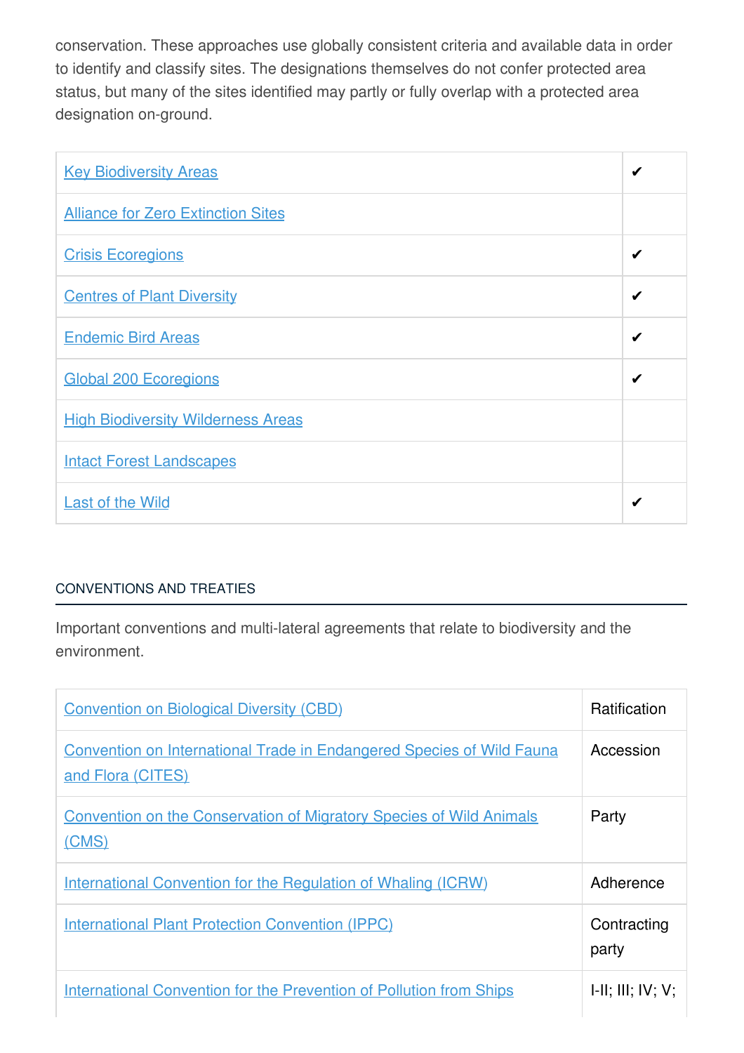conservation. These approaches use globally consistent criteria and available data in order to identify and classify sites. The designations themselves do not confer protected area status, but many of the sites identified may partly or fully overlap with a protected area designation on-ground.

| | |
|---|---|
| Key Biodiversity Areas | ✔ |
| Alliance for Zero Extinction Sites | |
| Crisis Ecoregions | ✔ |
| Centres of Plant Diversity | ✔ |
| Endemic Bird Areas | ✔ |
| Global 200 Ecoregions | ✔ |
| High Biodiversity Wilderness Areas | |
| Intact Forest Landscapes | |
| Last of the Wild | ✔ |

## CONVENTIONS AND TREATIES

Important conventions and multi-lateral agreements that relate to biodiversity and the environment.

| | |
|---|---|
| Convention on Biological Diversity (CBD) | Ratification |
| Convention on International Trade in Endangered Species of Wild Fauna and Flora (CITES) | Accession |
| Convention on the Conservation of Migratory Species of Wild Animals (CMS) | Party |
| International Convention for the Regulation of Whaling (ICRW) | Adherence |
| International Plant Protection Convention (IPPC) | Contracting party |
| International Convention for the Prevention of Pollution from Ships | I-II; III; IV; V; |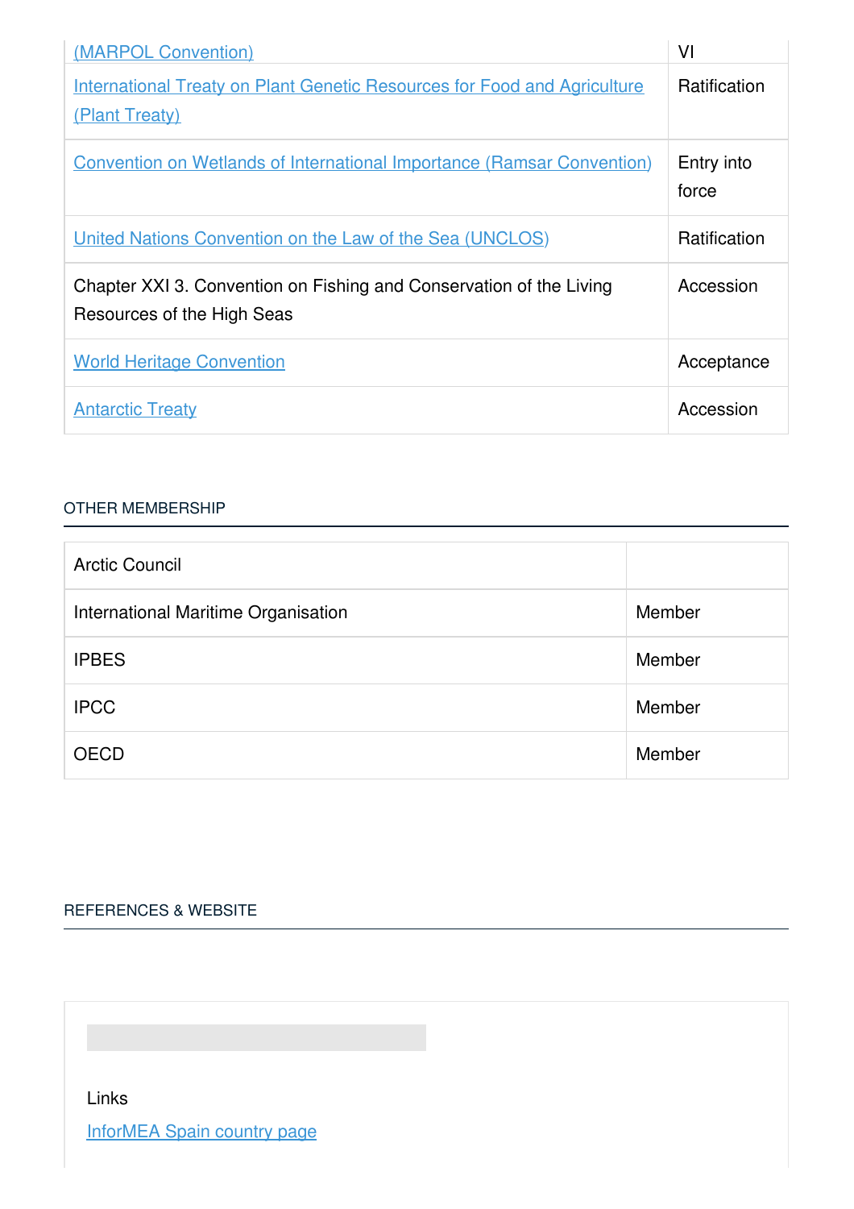| | |
|---|---|
| (MARPOL Convention) | VI |
| International Treaty on Plant Genetic Resources for Food and Agriculture (Plant Treaty) | Ratification |
| Convention on Wetlands of International Importance (Ramsar Convention) | Entry into force |
| United Nations Convention on the Law of the Sea (UNCLOS) | Ratification |
| Chapter XXI 3. Convention on Fishing and Conservation of the Living Resources of the High Seas | Accession |
| World Heritage Convention | Acceptance |
| Antarctic Treaty | Accession |

## OTHER MEMBERSHIP

| | |
|---|---|
| Arctic Council | |
| International Maritime Organisation | Member |
| IPBES | Member |
| IPCC | Member |
| OECD | Member |

## REFERENCES & WEBSITE

Links

InforMEA Spain country page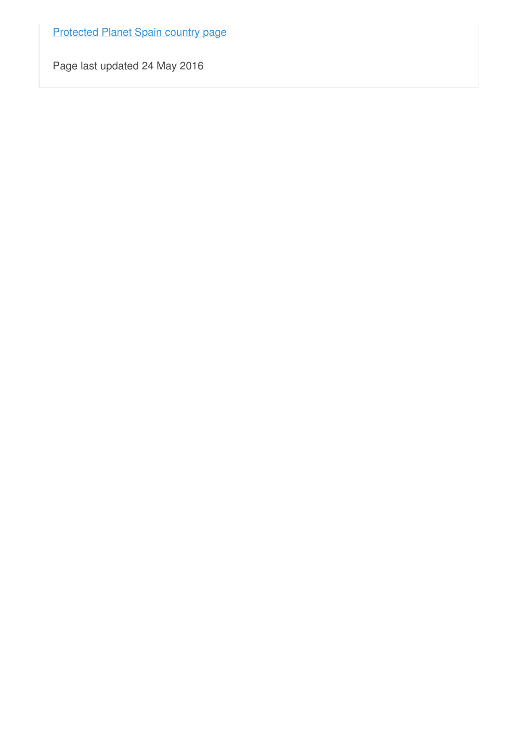[Protected Planet Spain country page]

Page last updated 24 May 2016